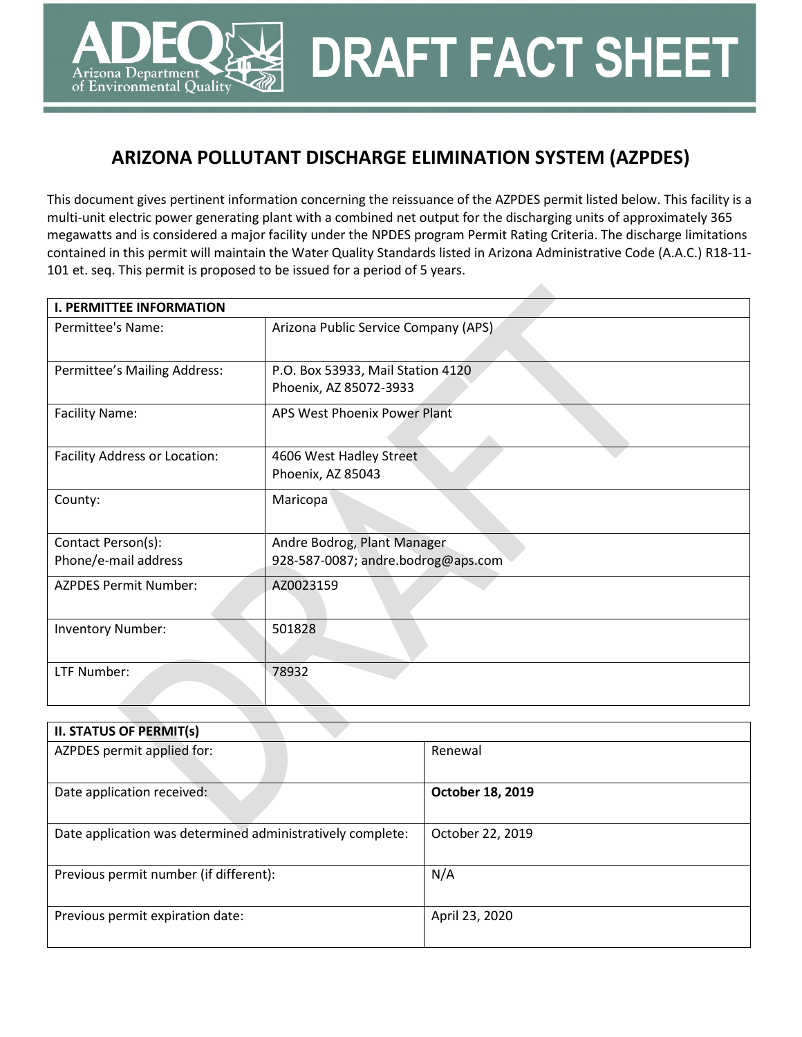# DRAFT FACT SHEET

## ARIZONA POLLUTANT DISCHARGE ELIMINATION SYSTEM (AZPDES)

This document gives pertinent information concerning the reissuance of the AZPDES permit listed below. This facility is a multi-unit electric power generating plant with a combined net output for the discharging units of approximately 365 megawatts and is considered a major facility under the NPDES program Permit Rating Criteria. The discharge limitations contained in this permit will maintain the Water Quality Standards listed in Arizona Administrative Code (A.A.C.) R18-11-101 et. seq. This permit is proposed to be issued for a period of 5 years.

| **I. PERMITTEE INFORMATION** | |
|---|---|
| Permittee's Name: | Arizona Public Service Company (APS) |
| Permittee's Mailing Address: | P.O. Box 53933, Mail Station 4120<br>Phoenix, AZ 85072-3933 |
| Facility Name: | APS West Phoenix Power Plant |
| Facility Address or Location: | 4606 West Hadley Street<br>Phoenix, AZ 85043 |
| County: | Maricopa |
| Contact Person(s):<br>Phone/e-mail address | Andre Bodrog, Plant Manager<br>928-587-0087; andre.bodrog@aps.com |
| AZPDES Permit Number: | AZ0023159 |
| Inventory Number: | 501828 |
| LTF Number: | 78932 |

| **II. STATUS OF PERMIT(s)** | |
|---|---|
| AZPDES permit applied for: | Renewal |
| Date application received: | **October 18, 2019** |
| Date application was determined administratively complete: | October 22, 2019 |
| Previous permit number (if different): | N/A |
| Previous permit expiration date: | April 23, 2020 |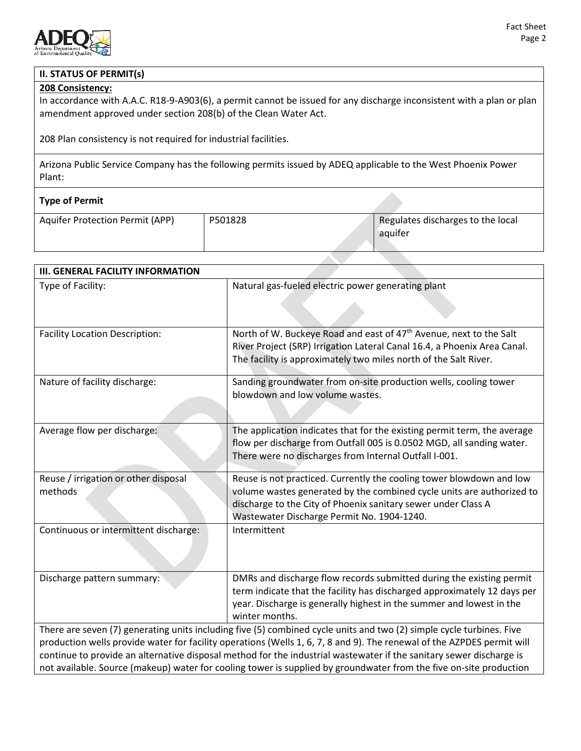## II. STATUS OF PERMIT(s)

**208 Consistency:**

In accordance with A.A.C. R18-9-A903(6), a permit cannot be issued for any discharge inconsistent with a plan or plan amendment approved under section 208(b) of the Clean Water Act.

208 Plan consistency is not required for industrial facilities.

Arizona Public Service Company has the following permits issued by ADEQ applicable to the West Phoenix Power Plant:

**Type of Permit**

| Aquifer Protection Permit (APP) | P501828 | Regulates discharges to the local aquifer |
|---|---|---|

## III. GENERAL FACILITY INFORMATION

| | |
|---|---|
| Type of Facility: | Natural gas-fueled electric power generating plant |
| Facility Location Description: | North of W. Buckeye Road and east of 47th Avenue, next to the Salt River Project (SRP) Irrigation Lateral Canal 16.4, a Phoenix Area Canal. The facility is approximately two miles north of the Salt River. |
| Nature of facility discharge: | Sanding groundwater from on-site production wells, cooling tower blowdown and low volume wastes. |
| Average flow per discharge: | The application indicates that for the existing permit term, the average flow per discharge from Outfall 005 is 0.0502 MGD, all sanding water. There were no discharges from Internal Outfall I-001. |
| Reuse / irrigation or other disposal methods | Reuse is not practiced. Currently the cooling tower blowdown and low volume wastes generated by the combined cycle units are authorized to discharge to the City of Phoenix sanitary sewer under Class A Wastewater Discharge Permit No. 1904-1240. |
| Continuous or intermittent discharge: | Intermittent |
| Discharge pattern summary: | DMRs and discharge flow records submitted during the existing permit term indicate that the facility has discharged approximately 12 days per year. Discharge is generally highest in the summer and lowest in the winter months. |

There are seven (7) generating units including five (5) combined cycle units and two (2) simple cycle turbines. Five production wells provide water for facility operations (Wells 1, 6, 7, 8 and 9). The renewal of the AZPDES permit will continue to provide an alternative disposal method for the industrial wastewater if the sanitary sewer discharge is not available. Source (makeup) water for cooling tower is supplied by groundwater from the five on-site production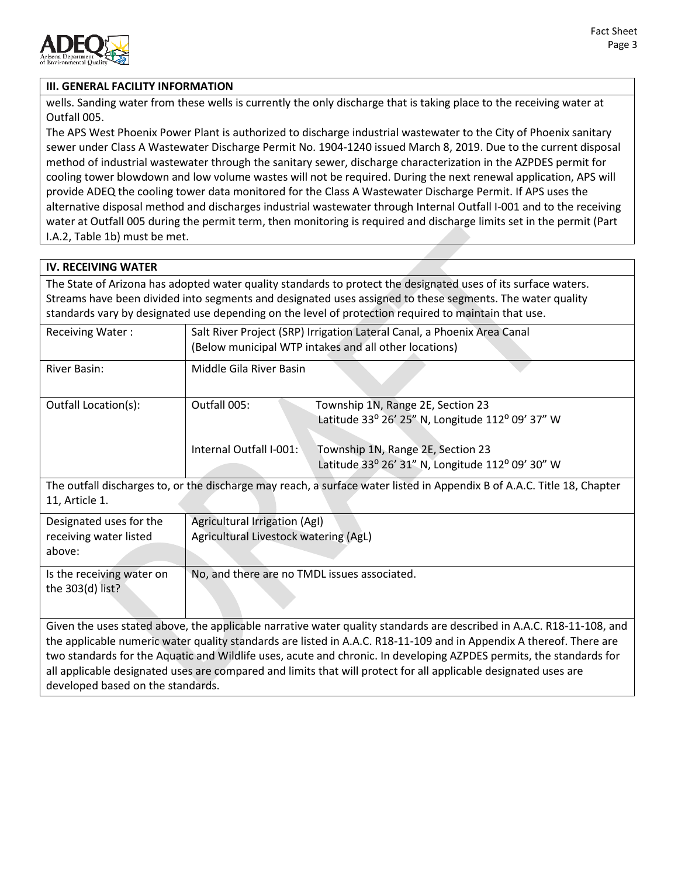## III. GENERAL FACILITY INFORMATION

wells. Sanding water from these wells is currently the only discharge that is taking place to the receiving water at Outfall 005.

The APS West Phoenix Power Plant is authorized to discharge industrial wastewater to the City of Phoenix sanitary sewer under Class A Wastewater Discharge Permit No. 1904-1240 issued March 8, 2019. Due to the current disposal method of industrial wastewater through the sanitary sewer, discharge characterization in the AZPDES permit for cooling tower blowdown and low volume wastes will not be required. During the next renewal application, APS will provide ADEQ the cooling tower data monitored for the Class A Wastewater Discharge Permit. If APS uses the alternative disposal method and discharges industrial wastewater through Internal Outfall I-001 and to the receiving water at Outfall 005 during the permit term, then monitoring is required and discharge limits set in the permit (Part I.A.2, Table 1b) must be met.

## IV. RECEIVING WATER

The State of Arizona has adopted water quality standards to protect the designated uses of its surface waters. Streams have been divided into segments and designated uses assigned to these segments. The water quality standards vary by designated use depending on the level of protection required to maintain that use.

| | |
|---|---|
| Receiving Water : | Salt River Project (SRP) Irrigation Lateral Canal, a Phoenix Area Canal (Below municipal WTP intakes and all other locations) |
| River Basin: | Middle Gila River Basin |
| Outfall Location(s): | Outfall 005: Township 1N, Range 2E, Section 23 Latitude 33º 26' 25" N, Longitude 112º 09' 37" W<br>Internal Outfall I-001: Township 1N, Range 2E, Section 23 Latitude 33º 26' 31" N, Longitude 112º 09' 30" W |

The outfall discharges to, or the discharge may reach, a surface water listed in Appendix B of A.A.C. Title 18, Chapter 11, Article 1.

| | |
|---|---|
| Designated uses for the receiving water listed above: | Agricultural Irrigation (AgI)<br>Agricultural Livestock watering (AgL) |
| Is the receiving water on the 303(d) list? | No, and there are no TMDL issues associated. |

Given the uses stated above, the applicable narrative water quality standards are described in A.A.C. R18-11-108, and the applicable numeric water quality standards are listed in A.A.C. R18-11-109 and in Appendix A thereof. There are two standards for the Aquatic and Wildlife uses, acute and chronic. In developing AZPDES permits, the standards for all applicable designated uses are compared and limits that will protect for all applicable designated uses are developed based on the standards.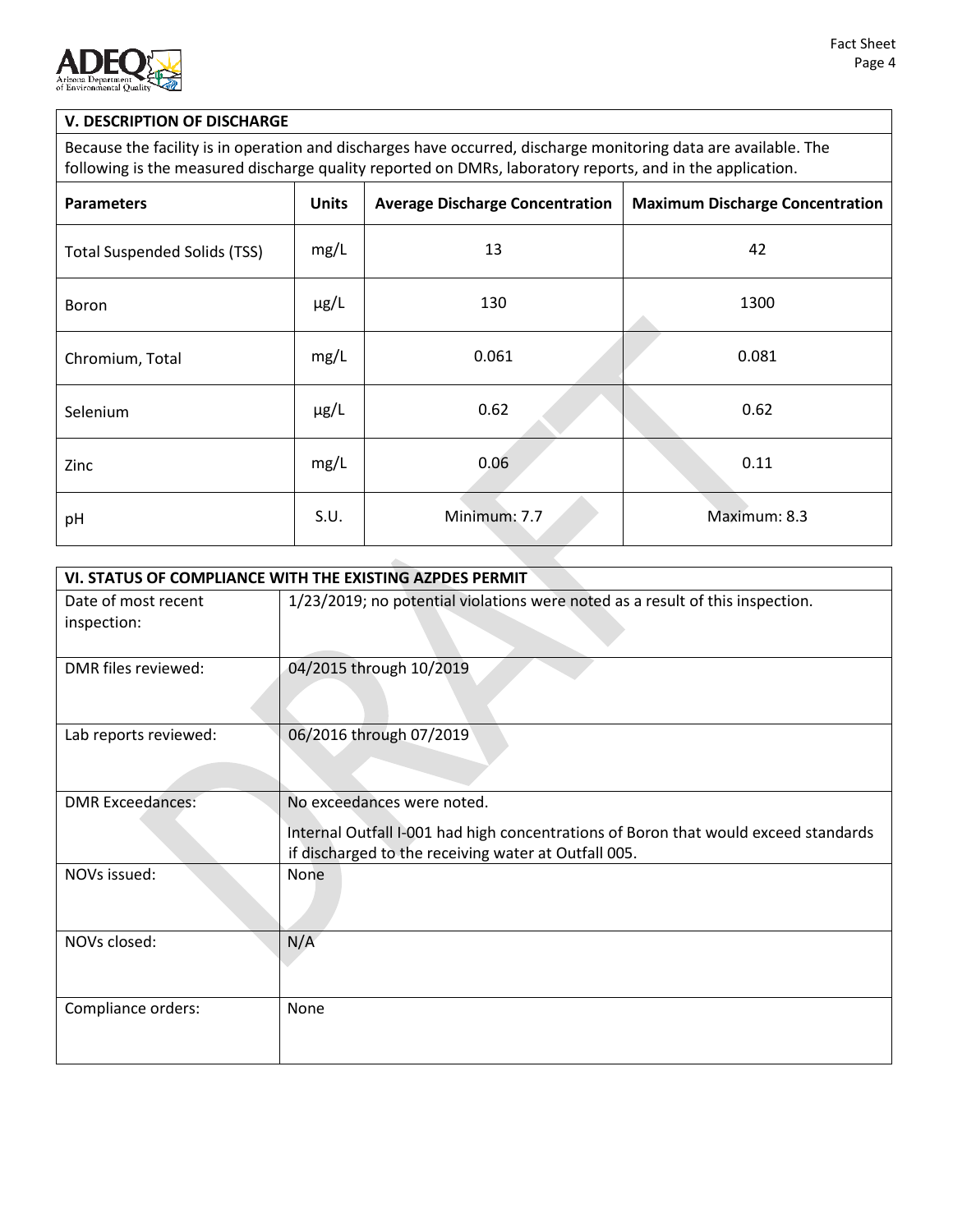## V. DESCRIPTION OF DISCHARGE

Because the facility is in operation and discharges have occurred, discharge monitoring data are available. The following is the measured discharge quality reported on DMRs, laboratory reports, and in the application.

| Parameters | Units | Average Discharge Concentration | Maximum Discharge Concentration |
|---|---|---|---|
| Total Suspended Solids (TSS) | mg/L | 13 | 42 |
| Boron | µg/L | 130 | 1300 |
| Chromium, Total | mg/L | 0.061 | 0.081 |
| Selenium | µg/L | 0.62 | 0.62 |
| Zinc | mg/L | 0.06 | 0.11 |
| pH | S.U. | Minimum: 7.7 | Maximum: 8.3 |

## VI. STATUS OF COMPLIANCE WITH THE EXISTING AZPDES PERMIT

| | |
|---|---|
| Date of most recent inspection: | 1/23/2019; no potential violations were noted as a result of this inspection. |
| DMR files reviewed: | 04/2015 through 10/2019 |
| Lab reports reviewed: | 06/2016 through 07/2019 |
| DMR Exceedances: | No exceedances were noted.<br>Internal Outfall I-001 had high concentrations of Boron that would exceed standards if discharged to the receiving water at Outfall 005. |
| NOVs issued: | None |
| NOVs closed: | N/A |
| Compliance orders: | None |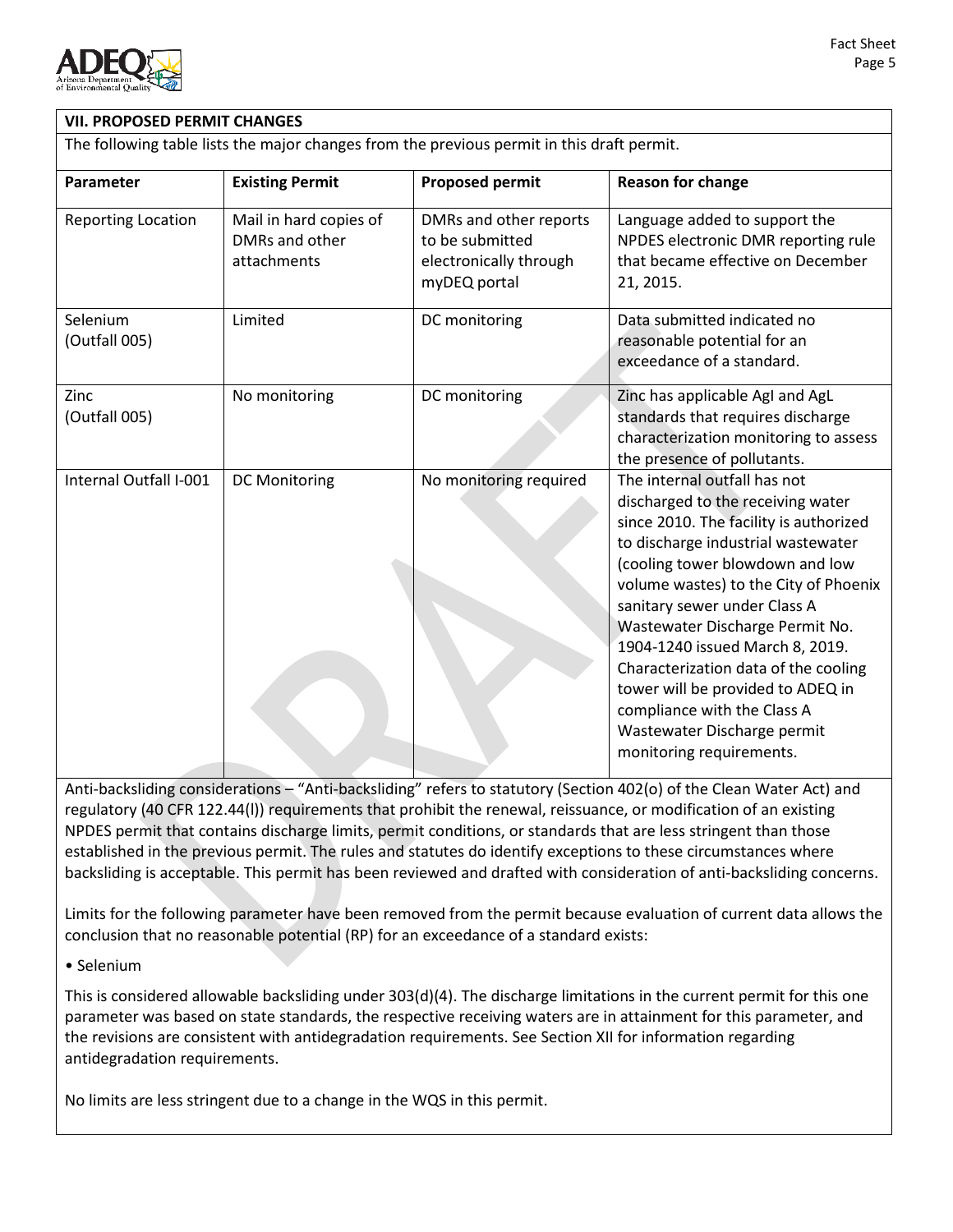## VII. PROPOSED PERMIT CHANGES

The following table lists the major changes from the previous permit in this draft permit.

| Parameter | Existing Permit | Proposed permit | Reason for change |
|---|---|---|---|
| Reporting Location | Mail in hard copies of DMRs and other attachments | DMRs and other reports to be submitted electronically through myDEQ portal | Language added to support the NPDES electronic DMR reporting rule that became effective on December 21, 2015. |
| Selenium (Outfall 005) | Limited | DC monitoring | Data submitted indicated no reasonable potential for an exceedance of a standard. |
| Zinc (Outfall 005) | No monitoring | DC monitoring | Zinc has applicable AgI and AgL standards that requires discharge characterization monitoring to assess the presence of pollutants. |
| Internal Outfall I-001 | DC Monitoring | No monitoring required | The internal outfall has not discharged to the receiving water since 2010. The facility is authorized to discharge industrial wastewater (cooling tower blowdown and low volume wastes) to the City of Phoenix sanitary sewer under Class A Wastewater Discharge Permit No. 1904-1240 issued March 8, 2019. Characterization data of the cooling tower will be provided to ADEQ in compliance with the Class A Wastewater Discharge permit monitoring requirements. |

Anti-backsliding considerations – "Anti-backsliding" refers to statutory (Section 402(o) of the Clean Water Act) and regulatory (40 CFR 122.44(l)) requirements that prohibit the renewal, reissuance, or modification of an existing NPDES permit that contains discharge limits, permit conditions, or standards that are less stringent than those established in the previous permit. The rules and statutes do identify exceptions to these circumstances where backsliding is acceptable. This permit has been reviewed and drafted with consideration of anti-backsliding concerns.

Limits for the following parameter have been removed from the permit because evaluation of current data allows the conclusion that no reasonable potential (RP) for an exceedance of a standard exists:

- Selenium

This is considered allowable backsliding under 303(d)(4). The discharge limitations in the current permit for this one parameter was based on state standards, the respective receiving waters are in attainment for this parameter, and the revisions are consistent with antidegradation requirements. See Section XII for information regarding antidegradation requirements.

No limits are less stringent due to a change in the WQS in this permit.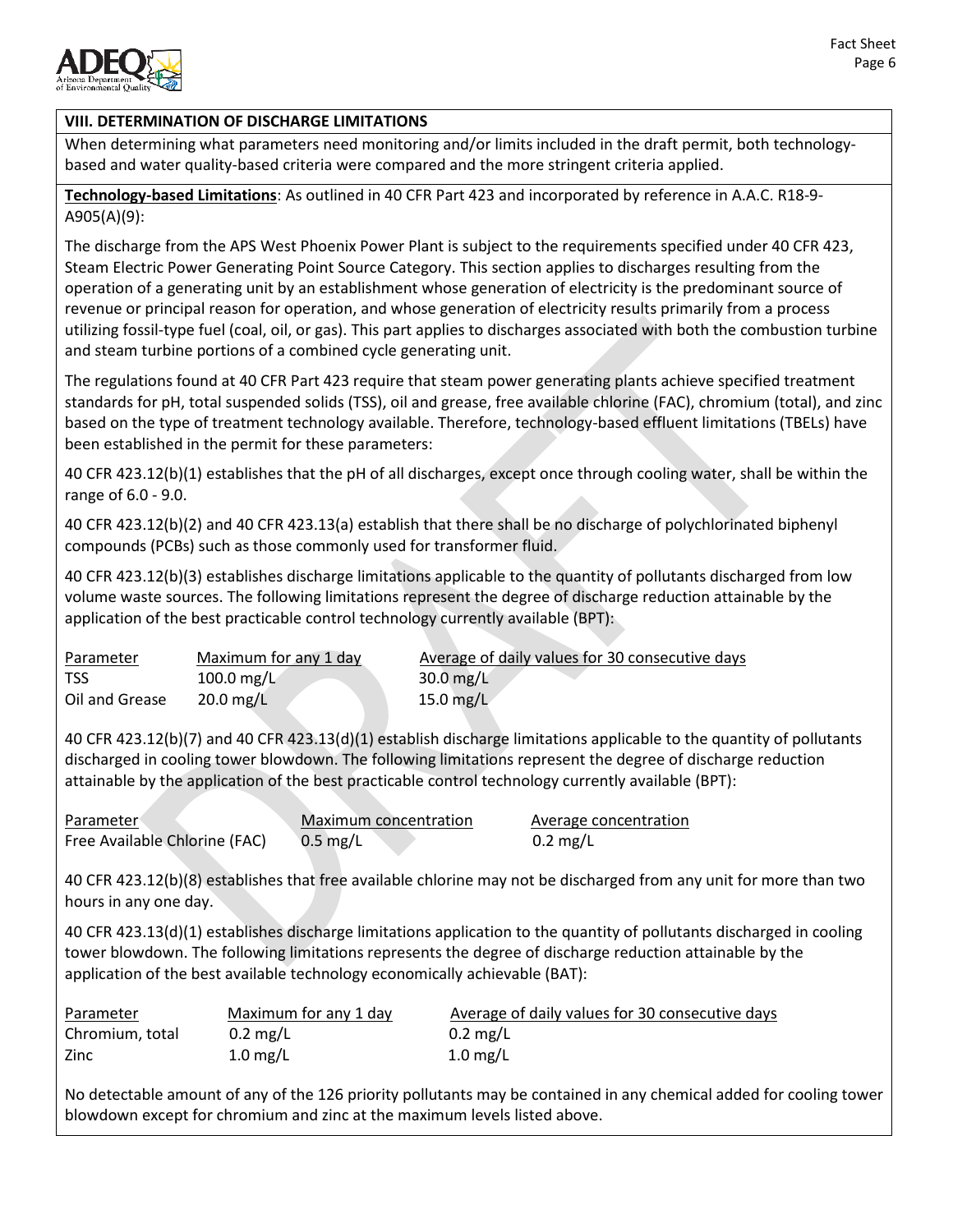## VIII. DETERMINATION OF DISCHARGE LIMITATIONS

When determining what parameters need monitoring and/or limits included in the draft permit, both technology-based and water quality-based criteria were compared and the more stringent criteria applied.

**Technology-based Limitations**: As outlined in 40 CFR Part 423 and incorporated by reference in A.A.C. R18-9-A905(A)(9):

The discharge from the APS West Phoenix Power Plant is subject to the requirements specified under 40 CFR 423, Steam Electric Power Generating Point Source Category. This section applies to discharges resulting from the operation of a generating unit by an establishment whose generation of electricity is the predominant source of revenue or principal reason for operation, and whose generation of electricity results primarily from a process utilizing fossil-type fuel (coal, oil, or gas). This part applies to discharges associated with both the combustion turbine and steam turbine portions of a combined cycle generating unit.

The regulations found at 40 CFR Part 423 require that steam power generating plants achieve specified treatment standards for pH, total suspended solids (TSS), oil and grease, free available chlorine (FAC), chromium (total), and zinc based on the type of treatment technology available. Therefore, technology-based effluent limitations (TBELs) have been established in the permit for these parameters:

40 CFR 423.12(b)(1) establishes that the pH of all discharges, except once through cooling water, shall be within the range of 6.0 - 9.0.

40 CFR 423.12(b)(2) and 40 CFR 423.13(a) establish that there shall be no discharge of polychlorinated biphenyl compounds (PCBs) such as those commonly used for transformer fluid.

40 CFR 423.12(b)(3) establishes discharge limitations applicable to the quantity of pollutants discharged from low volume waste sources. The following limitations represent the degree of discharge reduction attainable by the application of the best practicable control technology currently available (BPT):

| Parameter | Maximum for any 1 day | Average of daily values for 30 consecutive days |
|---|---|---|
| TSS | 100.0 mg/L | 30.0 mg/L |
| Oil and Grease | 20.0 mg/L | 15.0 mg/L |

40 CFR 423.12(b)(7) and 40 CFR 423.13(d)(1) establish discharge limitations applicable to the quantity of pollutants discharged in cooling tower blowdown. The following limitations represent the degree of discharge reduction attainable by the application of the best practicable control technology currently available (BPT):

| Parameter | Maximum concentration | Average concentration |
|---|---|---|
| Free Available Chlorine (FAC) | 0.5 mg/L | 0.2 mg/L |

40 CFR 423.12(b)(8) establishes that free available chlorine may not be discharged from any unit for more than two hours in any one day.

40 CFR 423.13(d)(1) establishes discharge limitations application to the quantity of pollutants discharged in cooling tower blowdown. The following limitations represents the degree of discharge reduction attainable by the application of the best available technology economically achievable (BAT):

| Parameter | Maximum for any 1 day | Average of daily values for 30 consecutive days |
|---|---|---|
| Chromium, total | 0.2 mg/L | 0.2 mg/L |
| Zinc | 1.0 mg/L | 1.0 mg/L |

No detectable amount of any of the 126 priority pollutants may be contained in any chemical added for cooling tower blowdown except for chromium and zinc at the maximum levels listed above.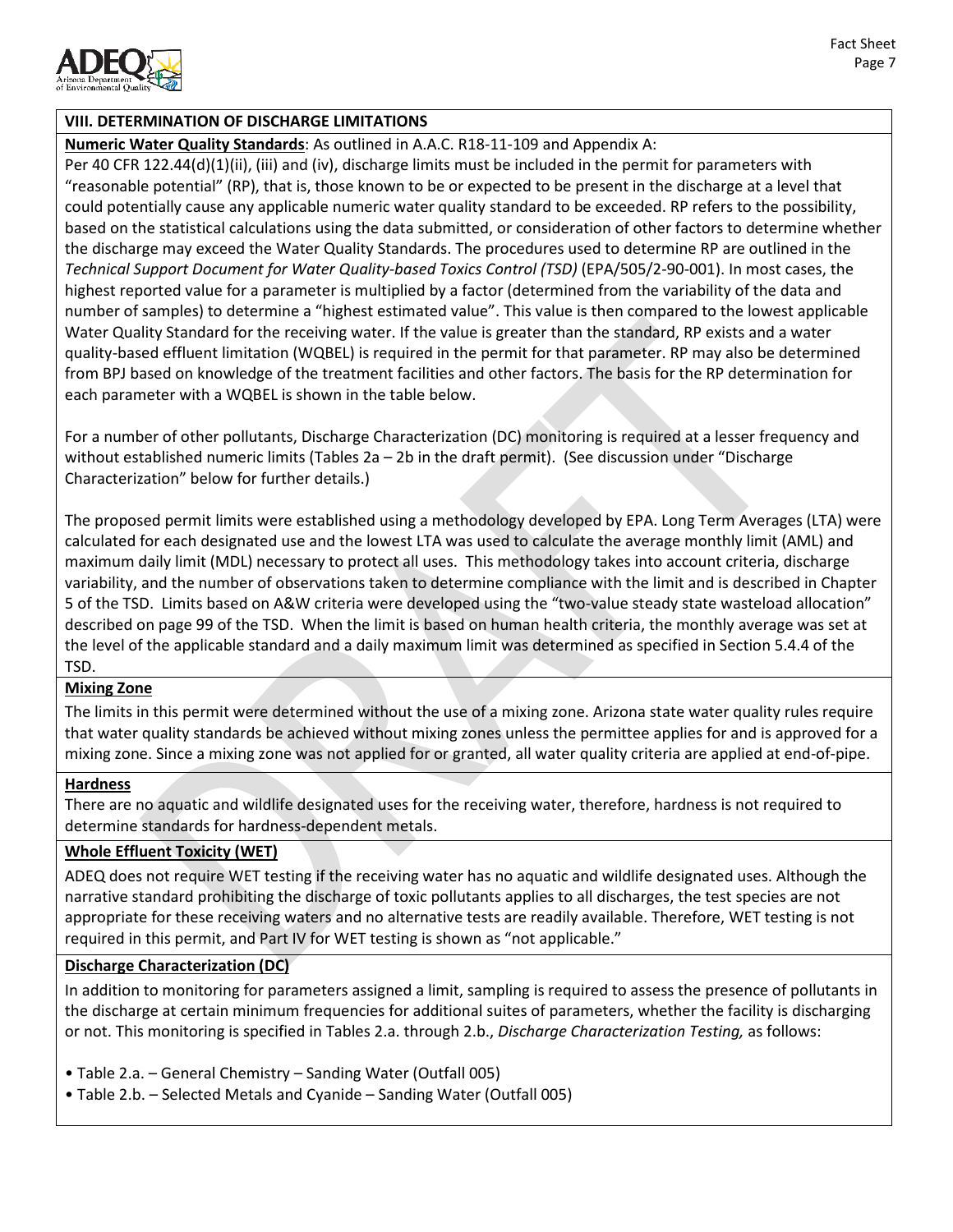## VIII. DETERMINATION OF DISCHARGE LIMITATIONS

**Numeric Water Quality Standards**: As outlined in A.A.C. R18-11-109 and Appendix A:

Per 40 CFR 122.44(d)(1)(ii), (iii) and (iv), discharge limits must be included in the permit for parameters with "reasonable potential" (RP), that is, those known to be or expected to be present in the discharge at a level that could potentially cause any applicable numeric water quality standard to be exceeded. RP refers to the possibility, based on the statistical calculations using the data submitted, or consideration of other factors to determine whether the discharge may exceed the Water Quality Standards. The procedures used to determine RP are outlined in the *Technical Support Document for Water Quality-based Toxics Control (TSD)* (EPA/505/2-90-001). In most cases, the highest reported value for a parameter is multiplied by a factor (determined from the variability of the data and number of samples) to determine a "highest estimated value". This value is then compared to the lowest applicable Water Quality Standard for the receiving water. If the value is greater than the standard, RP exists and a water quality-based effluent limitation (WQBEL) is required in the permit for that parameter. RP may also be determined from BPJ based on knowledge of the treatment facilities and other factors. The basis for the RP determination for each parameter with a WQBEL is shown in the table below.

For a number of other pollutants, Discharge Characterization (DC) monitoring is required at a lesser frequency and without established numeric limits (Tables 2a – 2b in the draft permit). (See discussion under "Discharge Characterization" below for further details.)

The proposed permit limits were established using a methodology developed by EPA. Long Term Averages (LTA) were calculated for each designated use and the lowest LTA was used to calculate the average monthly limit (AML) and maximum daily limit (MDL) necessary to protect all uses. This methodology takes into account criteria, discharge variability, and the number of observations taken to determine compliance with the limit and is described in Chapter 5 of the TSD. Limits based on A&W criteria were developed using the "two-value steady state wasteload allocation" described on page 99 of the TSD. When the limit is based on human health criteria, the monthly average was set at the level of the applicable standard and a daily maximum limit was determined as specified in Section 5.4.4 of the TSD.

**Mixing Zone**

The limits in this permit were determined without the use of a mixing zone. Arizona state water quality rules require that water quality standards be achieved without mixing zones unless the permittee applies for and is approved for a mixing zone. Since a mixing zone was not applied for or granted, all water quality criteria are applied at end-of-pipe.

**Hardness**

There are no aquatic and wildlife designated uses for the receiving water, therefore, hardness is not required to determine standards for hardness-dependent metals.

**Whole Effluent Toxicity (WET)**

ADEQ does not require WET testing if the receiving water has no aquatic and wildlife designated uses. Although the narrative standard prohibiting the discharge of toxic pollutants applies to all discharges, the test species are not appropriate for these receiving waters and no alternative tests are readily available. Therefore, WET testing is not required in this permit, and Part IV for WET testing is shown as "not applicable."

**Discharge Characterization (DC)**

In addition to monitoring for parameters assigned a limit, sampling is required to assess the presence of pollutants in the discharge at certain minimum frequencies for additional suites of parameters, whether the facility is discharging or not. This monitoring is specified in Tables 2.a. through 2.b., *Discharge Characterization Testing,* as follows:

- Table 2.a. – General Chemistry – Sanding Water (Outfall 005)
- Table 2.b. – Selected Metals and Cyanide – Sanding Water (Outfall 005)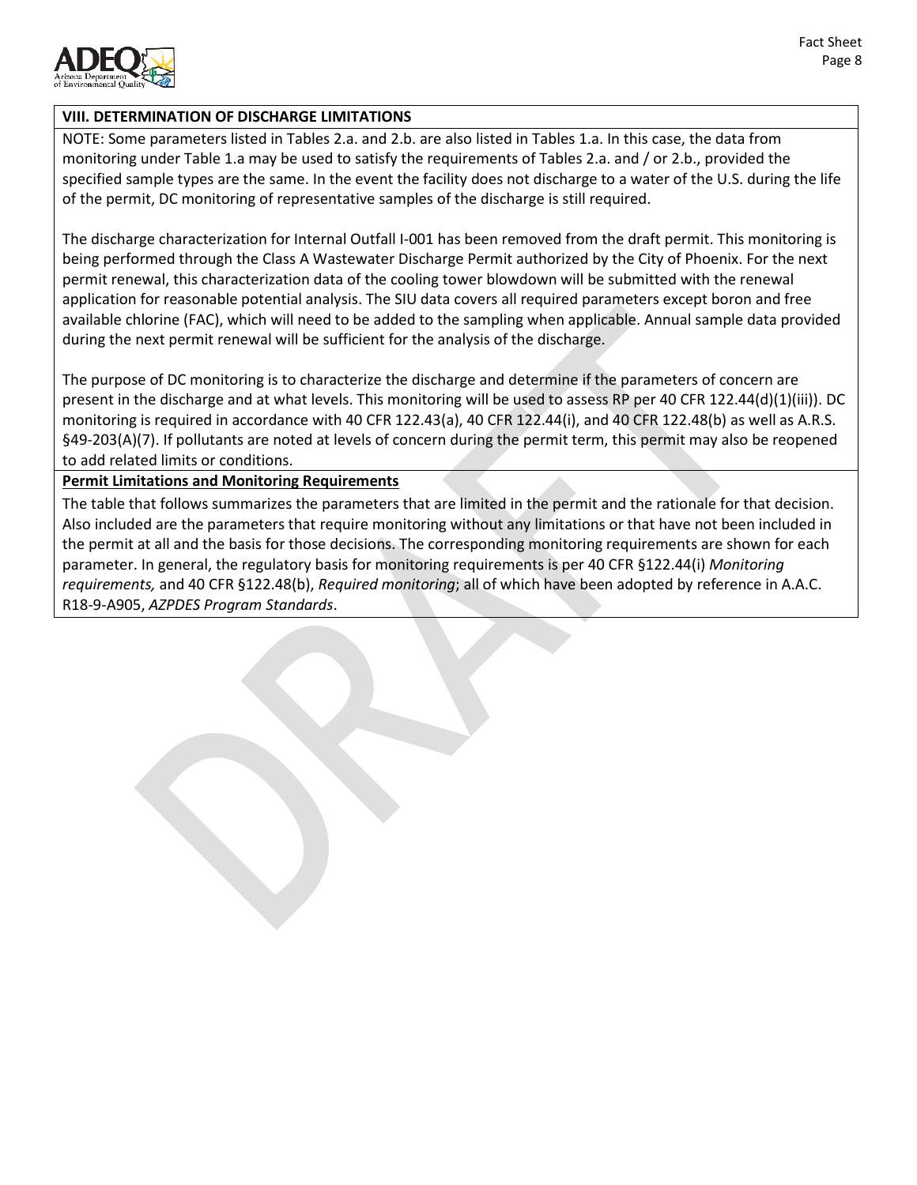## VIII. DETERMINATION OF DISCHARGE LIMITATIONS

NOTE: Some parameters listed in Tables 2.a. and 2.b. are also listed in Tables 1.a. In this case, the data from monitoring under Table 1.a may be used to satisfy the requirements of Tables 2.a. and / or 2.b., provided the specified sample types are the same. In the event the facility does not discharge to a water of the U.S. during the life of the permit, DC monitoring of representative samples of the discharge is still required.

The discharge characterization for Internal Outfall I-001 has been removed from the draft permit. This monitoring is being performed through the Class A Wastewater Discharge Permit authorized by the City of Phoenix. For the next permit renewal, this characterization data of the cooling tower blowdown will be submitted with the renewal application for reasonable potential analysis. The SIU data covers all required parameters except boron and free available chlorine (FAC), which will need to be added to the sampling when applicable. Annual sample data provided during the next permit renewal will be sufficient for the analysis of the discharge.

The purpose of DC monitoring is to characterize the discharge and determine if the parameters of concern are present in the discharge and at what levels. This monitoring will be used to assess RP per 40 CFR 122.44(d)(1)(iii)). DC monitoring is required in accordance with 40 CFR 122.43(a), 40 CFR 122.44(i), and 40 CFR 122.48(b) as well as A.R.S. §49-203(A)(7). If pollutants are noted at levels of concern during the permit term, this permit may also be reopened to add related limits or conditions.

**Permit Limitations and Monitoring Requirements**

The table that follows summarizes the parameters that are limited in the permit and the rationale for that decision. Also included are the parameters that require monitoring without any limitations or that have not been included in the permit at all and the basis for those decisions. The corresponding monitoring requirements are shown for each parameter. In general, the regulatory basis for monitoring requirements is per 40 CFR §122.44(i) *Monitoring requirements,* and 40 CFR §122.48(b), *Required monitoring*; all of which have been adopted by reference in A.A.C. R18-9-A905, *AZPDES Program Standards*.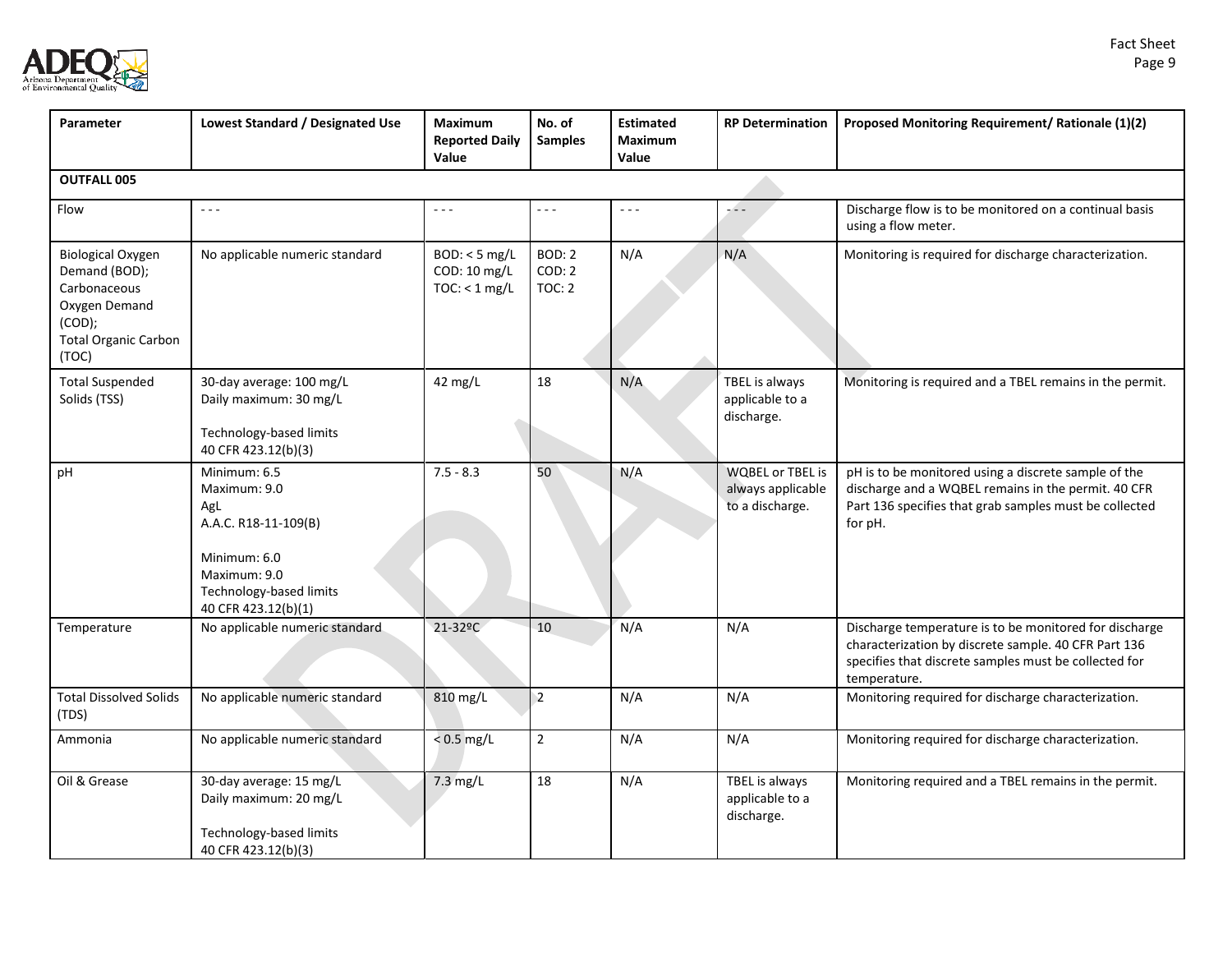| Parameter | Lowest Standard / Designated Use | Maximum Reported Daily Value | No. of Samples | Estimated Maximum Value | RP Determination | Proposed Monitoring Requirement/ Rationale (1)(2) |
|---|---|---|---|---|---|---|
| **OUTFALL 005** | | | | | | |
| Flow | - - - | - - - | - - - | - - - | - - - | Discharge flow is to be monitored on a continual basis using a flow meter. |
| Biological Oxygen Demand (BOD); Carbonaceous Oxygen Demand (COD); Total Organic Carbon (TOC) | No applicable numeric standard | BOD: < 5 mg/L<br>COD: 10 mg/L<br>TOC: < 1 mg/L | BOD: 2<br>COD: 2<br>TOC: 2 | N/A | N/A | Monitoring is required for discharge characterization. |
| Total Suspended Solids (TSS) | 30-day average: 100 mg/L<br>Daily maximum: 30 mg/L<br><br>Technology-based limits<br>40 CFR 423.12(b)(3) | 42 mg/L | 18 | N/A | TBEL is always applicable to a discharge. | Monitoring is required and a TBEL remains in the permit. |
| pH | Minimum: 6.5<br>Maximum: 9.0<br>AgL<br>A.A.C. R18-11-109(B)<br><br>Minimum: 6.0<br>Maximum: 9.0<br>Technology-based limits<br>40 CFR 423.12(b)(1) | 7.5 - 8.3 | 50 | N/A | WQBEL or TBEL is always applicable to a discharge. | pH is to be monitored using a discrete sample of the discharge and a WQBEL remains in the permit. 40 CFR Part 136 specifies that grab samples must be collected for pH. |
| Temperature | No applicable numeric standard | 21-32ºC | 10 | N/A | N/A | Discharge temperature is to be monitored for discharge characterization by discrete sample. 40 CFR Part 136 specifies that discrete samples must be collected for temperature. |
| Total Dissolved Solids (TDS) | No applicable numeric standard | 810 mg/L | 2 | N/A | N/A | Monitoring required for discharge characterization. |
| Ammonia | No applicable numeric standard | < 0.5 mg/L | 2 | N/A | N/A | Monitoring required for discharge characterization. |
| Oil & Grease | 30-day average: 15 mg/L<br>Daily maximum: 20 mg/L<br><br>Technology-based limits<br>40 CFR 423.12(b)(3) | 7.3 mg/L | 18 | N/A | TBEL is always applicable to a discharge. | Monitoring required and a TBEL remains in the permit. |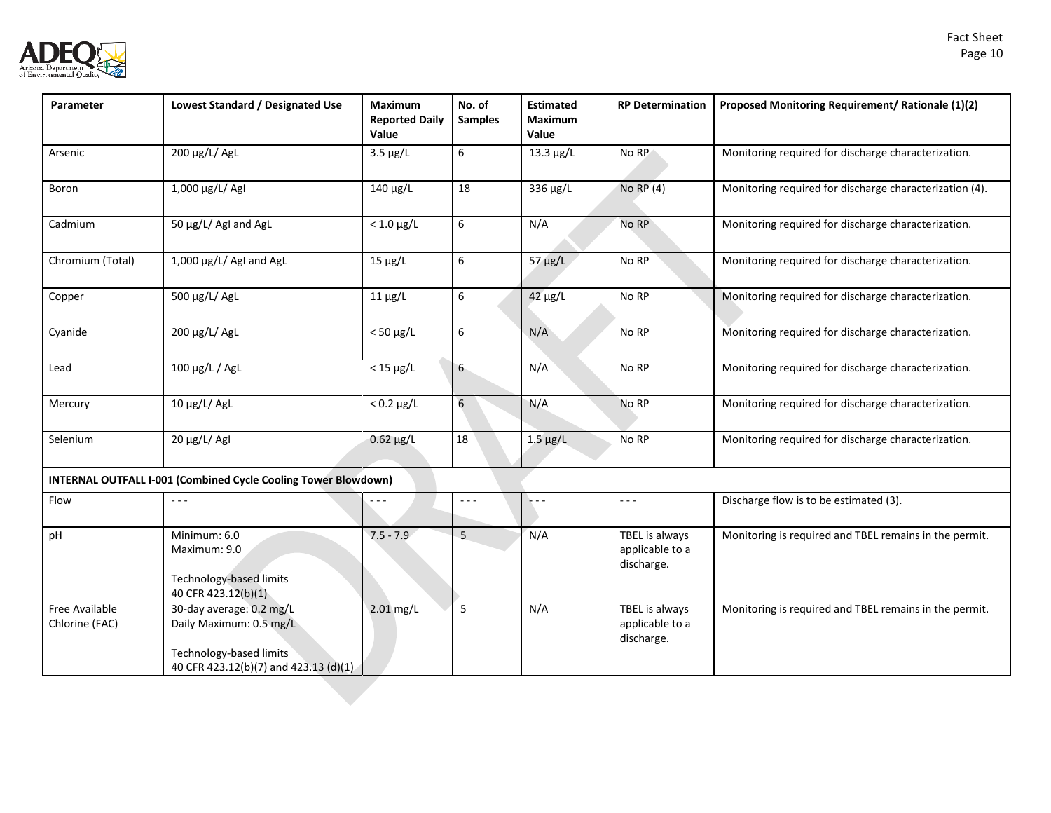| Parameter | Lowest Standard / Designated Use | Maximum Reported Daily Value | No. of Samples | Estimated Maximum Value | RP Determination | Proposed Monitoring Requirement/ Rationale (1)(2) |
|---|---|---|---|---|---|---|
| Arsenic | 200 µg/L/ AgL | 3.5 µg/L | 6 | 13.3 µg/L | No RP | Monitoring required for discharge characterization. |
| Boron | 1,000 µg/L/ AgI | 140 µg/L | 18 | 336 µg/L | No RP (4) | Monitoring required for discharge characterization (4). |
| Cadmium | 50 µg/L/ AgI and AgL | < 1.0 µg/L | 6 | N/A | No RP | Monitoring required for discharge characterization. |
| Chromium (Total) | 1,000 µg/L/ AgI and AgL | 15 µg/L | 6 | 57 µg/L | No RP | Monitoring required for discharge characterization. |
| Copper | 500 µg/L/ AgL | 11 µg/L | 6 | 42 µg/L | No RP | Monitoring required for discharge characterization. |
| Cyanide | 200 µg/L/ AgL | < 50 µg/L | 6 | N/A | No RP | Monitoring required for discharge characterization. |
| Lead | 100 µg/L / AgL | < 15 µg/L | 6 | N/A | No RP | Monitoring required for discharge characterization. |
| Mercury | 10 µg/L/ AgL | < 0.2 µg/L | 6 | N/A | No RP | Monitoring required for discharge characterization. |
| Selenium | 20 µg/L/ AgI | 0.62 µg/L | 18 | 1.5 µg/L | No RP | Monitoring required for discharge characterization. |
| **INTERNAL OUTFALL I-001 (Combined Cycle Cooling Tower Blowdown)** | | | | | | |
| Flow | - - - | - - - | - - - | - - - | - - - | Discharge flow is to be estimated (3). |
| pH | Minimum: 6.0<br>Maximum: 9.0<br><br>Technology-based limits<br>40 CFR 423.12(b)(1) | 7.5 - 7.9 | 5 | N/A | TBEL is always applicable to a discharge. | Monitoring is required and TBEL remains in the permit. |
| Free Available Chlorine (FAC) | 30-day average: 0.2 mg/L<br>Daily Maximum: 0.5 mg/L<br><br>Technology-based limits<br>40 CFR 423.12(b)(7) and 423.13 (d)(1) | 2.01 mg/L | 5 | N/A | TBEL is always applicable to a discharge. | Monitoring is required and TBEL remains in the permit. |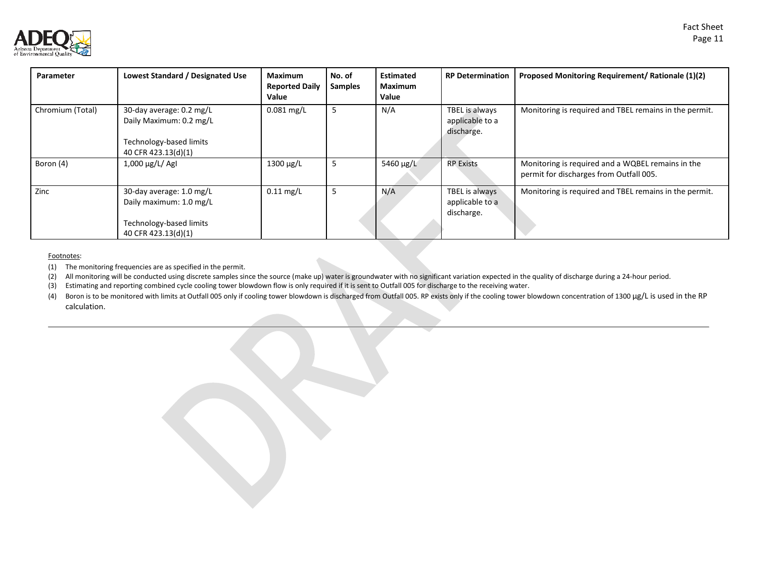| Parameter | Lowest Standard / Designated Use | Maximum Reported Daily Value | No. of Samples | Estimated Maximum Value | RP Determination | Proposed Monitoring Requirement/ Rationale (1)(2) |
|---|---|---|---|---|---|---|
| Chromium (Total) | 30-day average: 0.2 mg/L<br>Daily Maximum: 0.2 mg/L<br><br>Technology-based limits<br>40 CFR 423.13(d)(1) | 0.081 mg/L | 5 | N/A | TBEL is always applicable to a discharge. | Monitoring is required and TBEL remains in the permit. |
| Boron (4) | 1,000 µg/L/ AgI | 1300 µg/L | 5 | 5460 µg/L | RP Exists | Monitoring is required and a WQBEL remains in the permit for discharges from Outfall 005. |
| Zinc | 30-day average: 1.0 mg/L<br>Daily maximum: 1.0 mg/L<br><br>Technology-based limits<br>40 CFR 423.13(d)(1) | 0.11 mg/L | 5 | N/A | TBEL is always applicable to a discharge. | Monitoring is required and TBEL remains in the permit. |

Footnotes:

(1) The monitoring frequencies are as specified in the permit.

(2) All monitoring will be conducted using discrete samples since the source (make up) water is groundwater with no significant variation expected in the quality of discharge during a 24-hour period.

(3) Estimating and reporting combined cycle cooling tower blowdown flow is only required if it is sent to Outfall 005 for discharge to the receiving water.

(4) Boron is to be monitored with limits at Outfall 005 only if cooling tower blowdown is discharged from Outfall 005. RP exists only if the cooling tower blowdown concentration of 1300 µg/L is used in the RP calculation.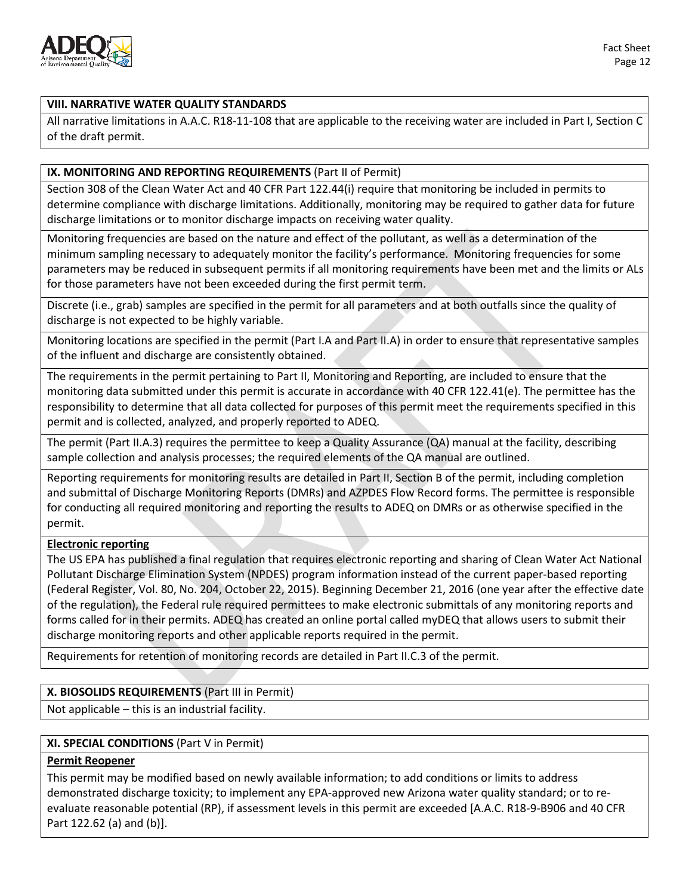## VIII. NARRATIVE WATER QUALITY STANDARDS

All narrative limitations in A.A.C. R18-11-108 that are applicable to the receiving water are included in Part I, Section C of the draft permit.

## IX. MONITORING AND REPORTING REQUIREMENTS (Part II of Permit)

Section 308 of the Clean Water Act and 40 CFR Part 122.44(i) require that monitoring be included in permits to determine compliance with discharge limitations. Additionally, monitoring may be required to gather data for future discharge limitations or to monitor discharge impacts on receiving water quality.

Monitoring frequencies are based on the nature and effect of the pollutant, as well as a determination of the minimum sampling necessary to adequately monitor the facility's performance. Monitoring frequencies for some parameters may be reduced in subsequent permits if all monitoring requirements have been met and the limits or ALs for those parameters have not been exceeded during the first permit term.

Discrete (i.e., grab) samples are specified in the permit for all parameters and at both outfalls since the quality of discharge is not expected to be highly variable.

Monitoring locations are specified in the permit (Part I.A and Part II.A) in order to ensure that representative samples of the influent and discharge are consistently obtained.

The requirements in the permit pertaining to Part II, Monitoring and Reporting, are included to ensure that the monitoring data submitted under this permit is accurate in accordance with 40 CFR 122.41(e). The permittee has the responsibility to determine that all data collected for purposes of this permit meet the requirements specified in this permit and is collected, analyzed, and properly reported to ADEQ.

The permit (Part II.A.3) requires the permittee to keep a Quality Assurance (QA) manual at the facility, describing sample collection and analysis processes; the required elements of the QA manual are outlined.

Reporting requirements for monitoring results are detailed in Part II, Section B of the permit, including completion and submittal of Discharge Monitoring Reports (DMRs) and AZPDES Flow Record forms. The permittee is responsible for conducting all required monitoring and reporting the results to ADEQ on DMRs or as otherwise specified in the permit.

**Electronic reporting**

The US EPA has published a final regulation that requires electronic reporting and sharing of Clean Water Act National Pollutant Discharge Elimination System (NPDES) program information instead of the current paper-based reporting (Federal Register, Vol. 80, No. 204, October 22, 2015). Beginning December 21, 2016 (one year after the effective date of the regulation), the Federal rule required permittees to make electronic submittals of any monitoring reports and forms called for in their permits. ADEQ has created an online portal called myDEQ that allows users to submit their discharge monitoring reports and other applicable reports required in the permit.

Requirements for retention of monitoring records are detailed in Part II.C.3 of the permit.

## X. BIOSOLIDS REQUIREMENTS (Part III in Permit)

Not applicable – this is an industrial facility.

## XI. SPECIAL CONDITIONS (Part V in Permit)

**Permit Reopener**

This permit may be modified based on newly available information; to add conditions or limits to address demonstrated discharge toxicity; to implement any EPA-approved new Arizona water quality standard; or to re-evaluate reasonable potential (RP), if assessment levels in this permit are exceeded [A.A.C. R18-9-B906 and 40 CFR Part 122.62 (a) and (b)].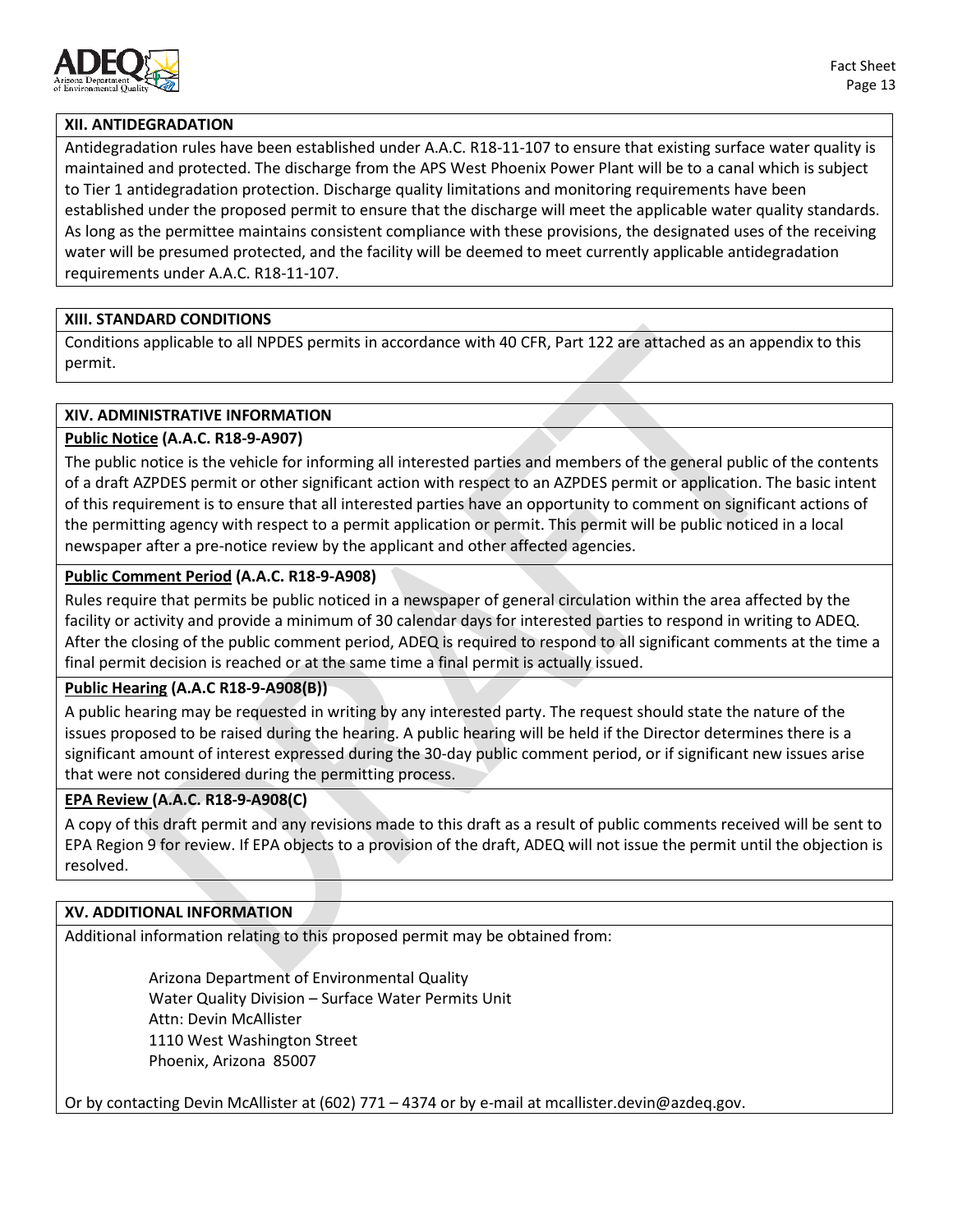## XII. ANTIDEGRADATION

Antidegradation rules have been established under A.A.C. R18-11-107 to ensure that existing surface water quality is maintained and protected. The discharge from the APS West Phoenix Power Plant will be to a canal which is subject to Tier 1 antidegradation protection. Discharge quality limitations and monitoring requirements have been established under the proposed permit to ensure that the discharge will meet the applicable water quality standards. As long as the permittee maintains consistent compliance with these provisions, the designated uses of the receiving water will be presumed protected, and the facility will be deemed to meet currently applicable antidegradation requirements under A.A.C. R18-11-107.

## XIII. STANDARD CONDITIONS

Conditions applicable to all NPDES permits in accordance with 40 CFR, Part 122 are attached as an appendix to this permit.

## XIV. ADMINISTRATIVE INFORMATION

**Public Notice (A.A.C. R18-9-A907)**

The public notice is the vehicle for informing all interested parties and members of the general public of the contents of a draft AZPDES permit or other significant action with respect to an AZPDES permit or application. The basic intent of this requirement is to ensure that all interested parties have an opportunity to comment on significant actions of the permitting agency with respect to a permit application or permit. This permit will be public noticed in a local newspaper after a pre-notice review by the applicant and other affected agencies.

**Public Comment Period (A.A.C. R18-9-A908)**

Rules require that permits be public noticed in a newspaper of general circulation within the area affected by the facility or activity and provide a minimum of 30 calendar days for interested parties to respond in writing to ADEQ. After the closing of the public comment period, ADEQ is required to respond to all significant comments at the time a final permit decision is reached or at the same time a final permit is actually issued.

**Public Hearing (A.A.C R18-9-A908(B))**

A public hearing may be requested in writing by any interested party. The request should state the nature of the issues proposed to be raised during the hearing. A public hearing will be held if the Director determines there is a significant amount of interest expressed during the 30-day public comment period, or if significant new issues arise that were not considered during the permitting process.

**EPA Review (A.A.C. R18-9-A908(C)**

A copy of this draft permit and any revisions made to this draft as a result of public comments received will be sent to EPA Region 9 for review. If EPA objects to a provision of the draft, ADEQ will not issue the permit until the objection is resolved.

## XV. ADDITIONAL INFORMATION

Additional information relating to this proposed permit may be obtained from:

Arizona Department of Environmental Quality
Water Quality Division – Surface Water Permits Unit
Attn: Devin McAllister
1110 West Washington Street
Phoenix, Arizona 85007

Or by contacting Devin McAllister at (602) 771 – 4374 or by e-mail at mcallister.devin@azdeq.gov.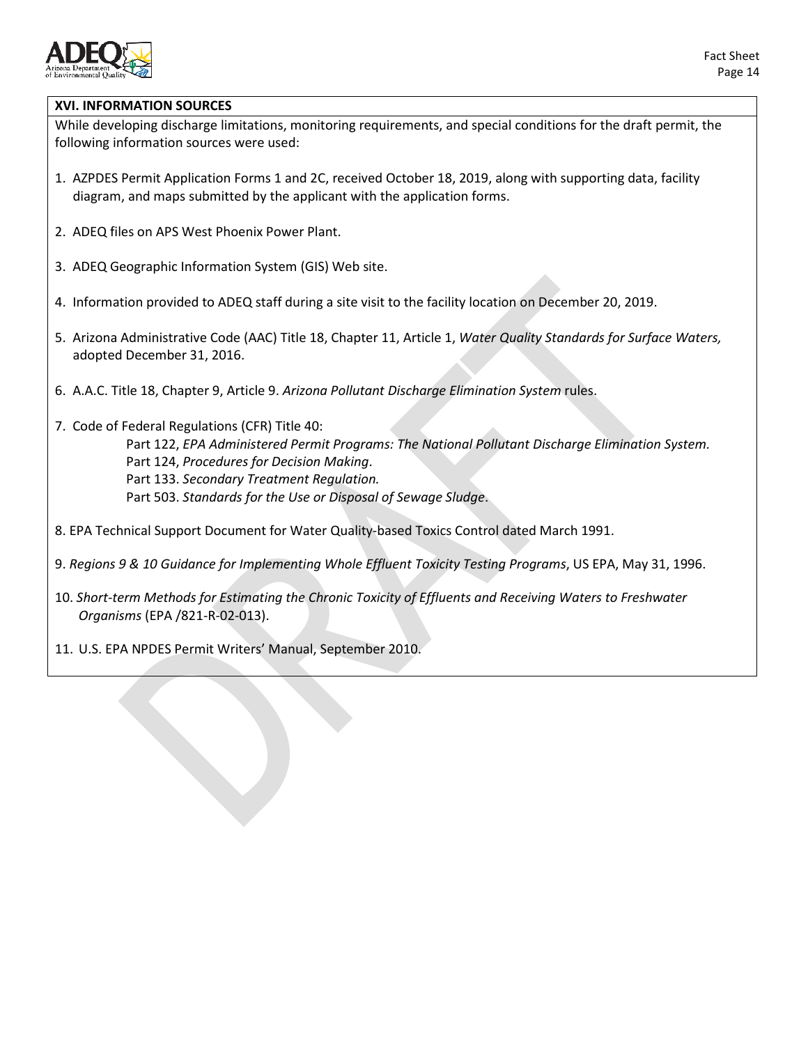## XVI. INFORMATION SOURCES

While developing discharge limitations, monitoring requirements, and special conditions for the draft permit, the following information sources were used:

1. AZPDES Permit Application Forms 1 and 2C, received October 18, 2019, along with supporting data, facility diagram, and maps submitted by the applicant with the application forms.

2. ADEQ files on APS West Phoenix Power Plant.

3. ADEQ Geographic Information System (GIS) Web site.

4. Information provided to ADEQ staff during a site visit to the facility location on December 20, 2019.

5. Arizona Administrative Code (AAC) Title 18, Chapter 11, Article 1, *Water Quality Standards for Surface Waters,* adopted December 31, 2016.

6. A.A.C. Title 18, Chapter 9, Article 9. *Arizona Pollutant Discharge Elimination System* rules.

7. Code of Federal Regulations (CFR) Title 40:
   - Part 122, *EPA Administered Permit Programs: The National Pollutant Discharge Elimination System.*
   - Part 124, *Procedures for Decision Making*.
   - Part 133. *Secondary Treatment Regulation.*
   - Part 503. *Standards for the Use or Disposal of Sewage Sludge*.

8. EPA Technical Support Document for Water Quality-based Toxics Control dated March 1991.

9. *Regions 9 & 10 Guidance for Implementing Whole Effluent Toxicity Testing Programs*, US EPA, May 31, 1996.

10. *Short-term Methods for Estimating the Chronic Toxicity of Effluents and Receiving Waters to Freshwater Organisms* (EPA /821-R-02-013).

11. U.S. EPA NPDES Permit Writers' Manual, September 2010.